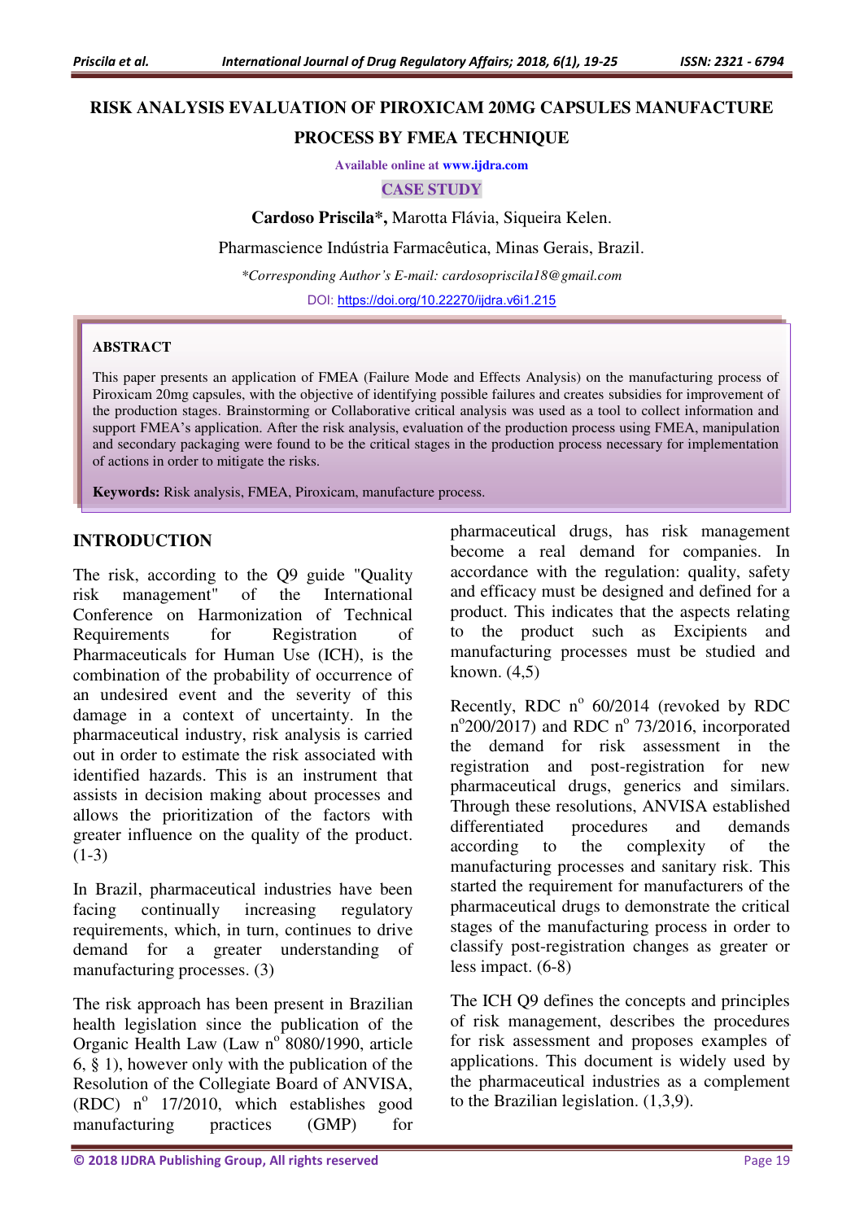# RISK ANALYSIS EVALUATION OF PIROXICAM 20MG CAPSULES MANUFACTURE PROCESS BY FMEA TECHNIQUE

Available online at www.ijdra.com

CASE STUDY

**Cardoso Priscila\***, Marotta Flávia, Siqueira Kelen.

Pharmascience Indústria Farmacêutica, Minas Gerais, Brazil.

*\*Corresponding Author's E-mail: cardosopriscila18@gmail.com*

DOI: https://doi.org/10.22270/ijdra.v6i1.215

## ABSTRACT

This paper presents an application of FMEA (Failure Mode and Effects Analysis) on the manufacturing process of Piroxicam 20mg capsules, with the objective of identifying possible failures and creates subsidies for improvement of the production stages. Brainstorming or Collaborative critical analysis was used as a tool to collect information and support FMEA's application. After the risk analysis, evaluation of the production process using FMEA, manipulation and secondary packaging were found to be the critical stages in the production process necessary for implementation of actions in order to mitigate the risks.

**Keywords:** Risk analysis, FMEA, Piroxicam, manufacture process.

## INTRODUCTION

The risk, according to the Q9 guide "Quality risk management" of the International Conference on Harmonization of Technical Requirements for Registration of Pharmaceuticals for Human Use (ICH), is the combination of the probability of occurrence of an undesired event and the severity of this damage in a context of uncertainty. In the pharmaceutical industry, risk analysis is carried out in order to estimate the risk associated with identified hazards. This is an instrument that assists in decision making about processes and allows the prioritization of the factors with greater influence on the quality of the product. (1-3)

In Brazil, pharmaceutical industries have been facing continually increasing regulatory requirements, which, in turn, continues to drive demand for a greater understanding of manufacturing processes. (3)

The risk approach has been present in Brazilian health legislation since the publication of the Organic Health Law (Law nº 8080/1990, article 6, § 1), however only with the publication of the Resolution of the Collegiate Board of ANVISA, (RDC) nº 17/2010, which establishes good manufacturing practices (GMP) for pharmaceutical drugs, has risk management become a real demand for companies. In accordance with the regulation: quality, safety and efficacy must be designed and defined for a product. This indicates that the aspects relating to the product such as Excipients and manufacturing processes must be studied and known. (4,5)

Recently, RDC nº 60/2014 (revoked by RDC nº200/2017) and RDC nº 73/2016, incorporated the demand for risk assessment in the registration and post-registration for new pharmaceutical drugs, generics and similars. Through these resolutions, ANVISA established differentiated procedures and demands according to the complexity of the manufacturing processes and sanitary risk. This started the requirement for manufacturers of the pharmaceutical drugs to demonstrate the critical stages of the manufacturing process in order to classify post-registration changes as greater or less impact. (6-8)

The ICH Q9 defines the concepts and principles of risk management, describes the procedures for risk assessment and proposes examples of applications. This document is widely used by the pharmaceutical industries as a complement to the Brazilian legislation. (1,3,9).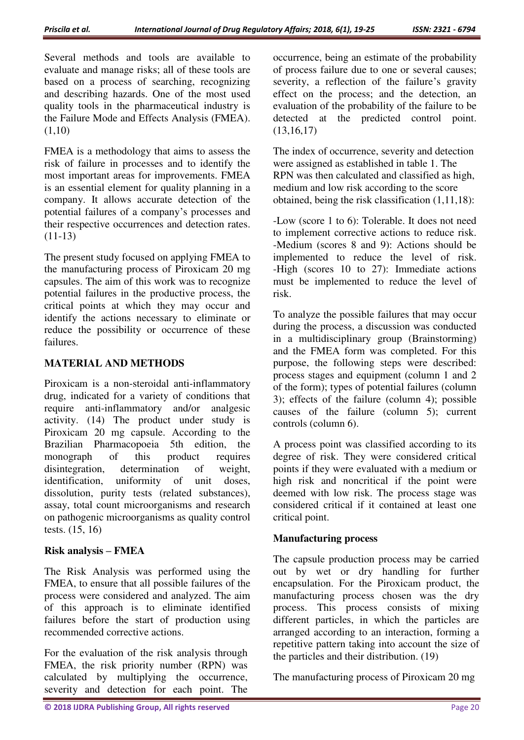Several methods and tools are available to evaluate and manage risks; all of these tools are based on a process of searching, recognizing and describing hazards. One of the most used quality tools in the pharmaceutical industry is the Failure Mode and Effects Analysis (FMEA). (1,10)

FMEA is a methodology that aims to assess the risk of failure in processes and to identify the most important areas for improvements. FMEA is an essential element for quality planning in a company. It allows accurate detection of the potential failures of a company's processes and their respective occurrences and detection rates. (11-13)

The present study focused on applying FMEA to the manufacturing process of Piroxicam 20 mg capsules. The aim of this work was to recognize potential failures in the productive process, the critical points at which they may occur and identify the actions necessary to eliminate or reduce the possibility or occurrence of these failures.

## MATERIAL AND METHODS

Piroxicam is a non-steroidal anti-inflammatory drug, indicated for a variety of conditions that require anti-inflammatory and/or analgesic activity. (14) The product under study is Piroxicam 20 mg capsule. According to the Brazilian Pharmacopoeia 5th edition, the monograph of this product requires disintegration, determination of weight, identification, uniformity of unit doses, dissolution, purity tests (related substances), assay, total count microorganisms and research on pathogenic microorganisms as quality control tests. (15, 16)

### Risk analysis – FMEA

The Risk Analysis was performed using the FMEA, to ensure that all possible failures of the process were considered and analyzed. The aim of this approach is to eliminate identified failures before the start of production using recommended corrective actions.

For the evaluation of the risk analysis through FMEA, the risk priority number (RPN) was calculated by multiplying the occurrence, severity and detection for each point. The occurrence, being an estimate of the probability of process failure due to one or several causes; severity, a reflection of the failure's gravity effect on the process; and the detection, an evaluation of the probability of the failure to be detected at the predicted control point. (13,16,17)

The index of occurrence, severity and detection were assigned as established in table 1. The RPN was then calculated and classified as high, medium and low risk according to the score obtained, being the risk classification (1,11,18):

-Low (score 1 to 6): Tolerable. It does not need to implement corrective actions to reduce risk.
-Medium (scores 8 and 9): Actions should be implemented to reduce the level of risk.
-High (scores 10 to 27): Immediate actions must be implemented to reduce the level of risk.

To analyze the possible failures that may occur during the process, a discussion was conducted in a multidisciplinary group (Brainstorming) and the FMEA form was completed. For this purpose, the following steps were described: process stages and equipment (column 1 and 2 of the form); types of potential failures (column 3); effects of the failure (column 4); possible causes of the failure (column 5); current controls (column 6).

A process point was classified according to its degree of risk. They were considered critical points if they were evaluated with a medium or high risk and noncritical if the point were deemed with low risk. The process stage was considered critical if it contained at least one critical point.

### Manufacturing process

The capsule production process may be carried out by wet or dry handling for further encapsulation. For the Piroxicam product, the manufacturing process chosen was the dry process. This process consists of mixing different particles, in which the particles are arranged according to an interaction, forming a repetitive pattern taking into account the size of the particles and their distribution. (19)

The manufacturing process of Piroxicam 20 mg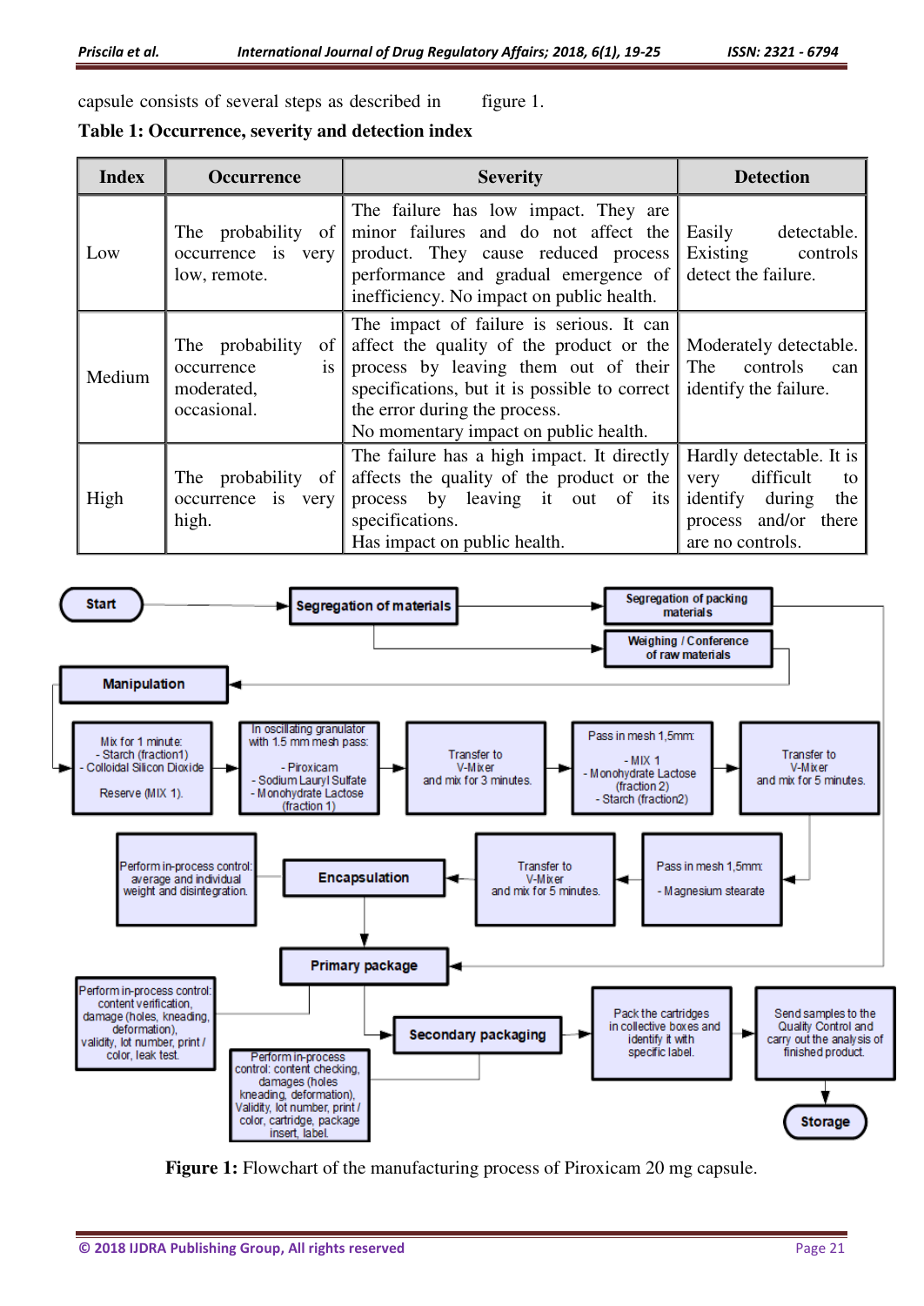capsule consists of several steps as described in figure 1.

**Table 1: Occurrence, severity and detection index**

| Index | Occurrence | Severity | Detection |
|---|---|---|---|
| Low | The probability of occurrence is very low, remote. | The failure has low impact. They are minor failures and do not affect the product. They cause reduced process performance and gradual emergence of inefficiency. No impact on public health. | Easily detectable. Existing controls detect the failure. |
| Medium | The probability of occurrence is moderated, occasional. | The impact of failure is serious. It can affect the quality of the product or the process by leaving them out of their specifications, but it is possible to correct the error during the process. No momentary impact on public health. | Moderately detectable. The controls can identify the failure. |
| High | The probability of occurrence is very high. | The failure has a high impact. It directly affects the quality of the product or the process by leaving it out of its specifications. Has impact on public health. | Hardly detectable. It is very difficult to identify during the process and/or there are no controls. |

Start → Segregation of materials → Segregation of packing materials; Weighing / Conference of raw materials

Manipulation

Mix for 1 minute: - Starch (fraction1) - Colloidal Silicon Dioxide Reserve (MIX 1). → In oscillating granulator with 1.5 mm mesh pass: - Piroxicam - Sodium Lauryl Sulfate - Monohydrate Lactose (fraction 1) → Transfer to V-Mixer and mix for 3 minutes. → Pass in mesh 1,5mm: - MIX 1 - Monohydrate Lactose (fraction 2) - Starch (fraction2) → Transfer to V-Mixer and mix for 5 minutes.

Pass in mesh 1,5mm: - Magnesium stearate → Transfer to V-Mixer and mix for 5 minutes. → Encapsulation — Perform in-process control: average and individual weight and disintegration.

Primary package — Perform in-process control: content verification, damage (holes, kneading, deformation), validity, lot number, print / color, leak test.

Secondary packaging — Perform in-process control: content checking, damages (holes kneading, deformation), Validity, lot number, print / color, cartridge, package insert, label. → Pack the cartridges in collective boxes and identify it with specific label. → Send samples to the Quality Control and carry out the analysis of finished product. → Storage

**Figure 1:** Flowchart of the manufacturing process of Piroxicam 20 mg capsule.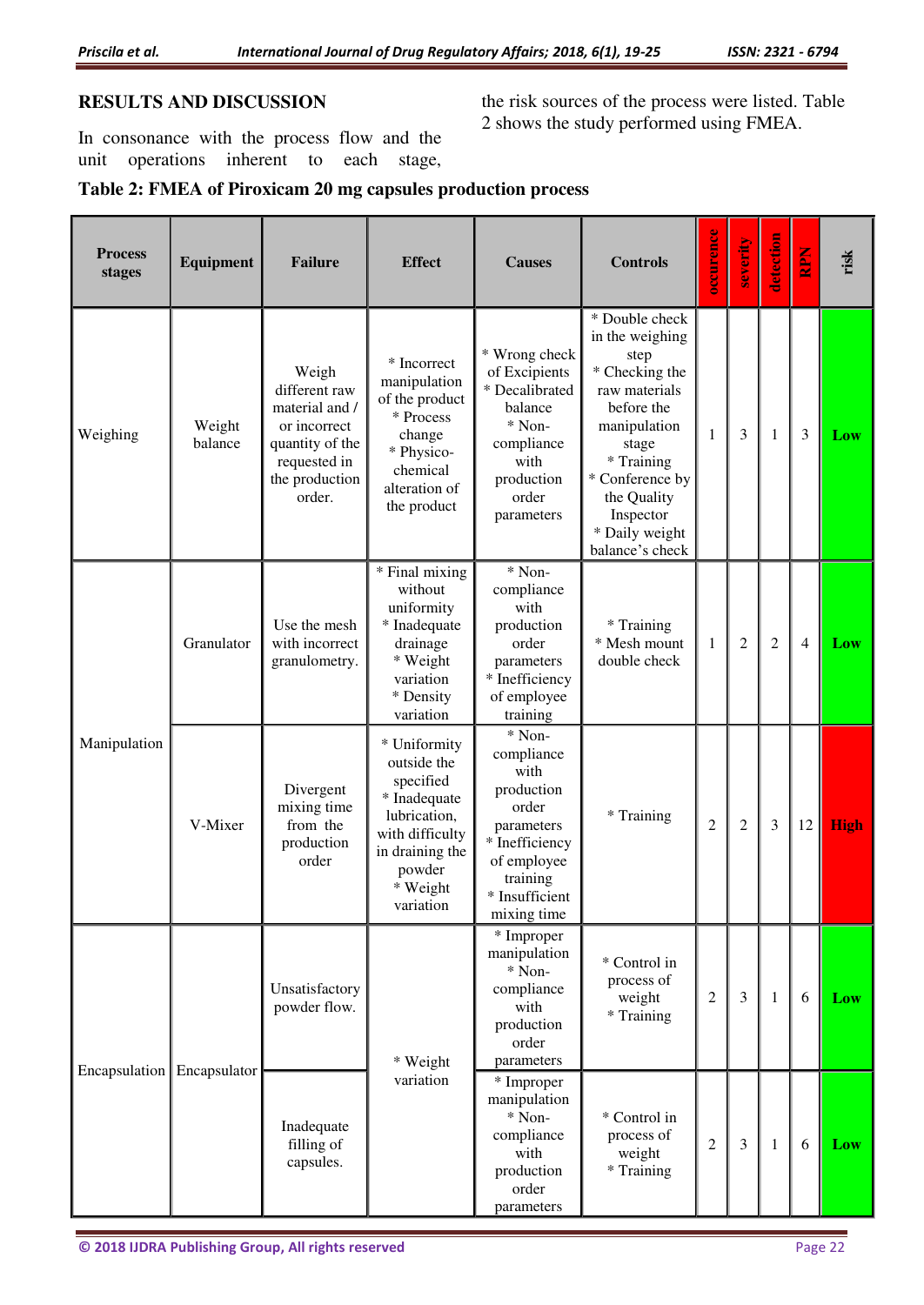## RESULTS AND DISCUSSION

In consonance with the process flow and the unit operations inherent to each stage, the risk sources of the process were listed. Table 2 shows the study performed using FMEA.

**Table 2: FMEA of Piroxicam 20 mg capsules production process**

| Process stages | Equipment | Failure | Effect | Causes | Controls | occurence | severity | detection | RPN | risk |
|---|---|---|---|---|---|---|---|---|---|---|
| Weighing | Weight balance | Weigh different raw material / or incorrect quantity of the requested in the production order. | * Incorrect manipulation of the product * Process change * Physico-chemical alteration of the product | * Wrong check of Excipients * Decalibrated balance * Non-compliance with production order parameters | * Double check in the weighing step * Checking the raw materials before the manipulation stage * Training * Conference by the Quality Inspector * Daily weight balance's check | 1 | 3 | 1 | 3 | Low |
| Manipulation | Granulator | Use the mesh with incorrect granulometry. | * Final mixing without uniformity * Inadequate drainage * Weight variation * Density variation | * Non-compliance with production order parameters * Inefficiency of employee training | * Training * Mesh mount double check | 1 | 2 | 2 | 4 | Low |
| | V-Mixer | Divergent mixing time from the production order | * Uniformity outside the specified * Inadequate lubrication, with difficulty in draining the powder * Weight variation | * Non-compliance with production order parameters * Inefficiency of employee training * Insufficient mixing time | * Training | 2 | 2 | 3 | 12 | High |
| Encapsulation | Encapsulator | Unsatisfactory powder flow. | * Weight variation | * Improper manipulation * Non-compliance with production order parameters | * Control in process of weight * Training | 2 | 3 | 1 | 6 | Low |
| | | Inadequate filling of capsules. | | * Improper manipulation * Non-compliance with production order parameters | * Control in process of weight * Training | 2 | 3 | 1 | 6 | Low |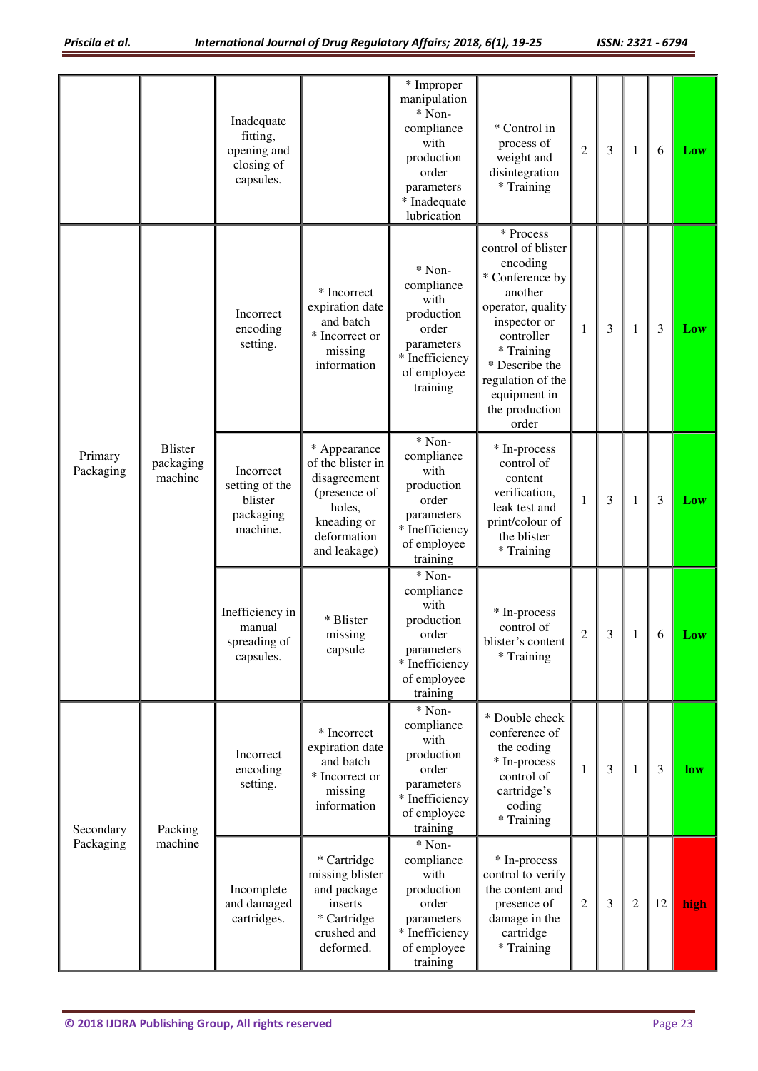| | | | | | | | | | | |
|---|---|---|---|---|---|---|---|---|---|---|
| | | Inadequate fitting, opening and closing of capsules. | | * Improper manipulation * Non-compliance with production order parameters * Inadequate lubrication | * Control in process of weight and disintegration * Training | 2 | 3 | 1 | 6 | Low |
| Primary Packaging | Blister packaging machine | Incorrect encoding setting. | * Incorrect expiration date and batch * Incorrect or missing information | * Non-compliance with production order parameters * Inefficiency of employee training | * Process control of blister encoding * Conference by another operator, quality inspector or controller * Training * Describe the regulation of the equipment in the production order | 1 | 3 | 1 | 3 | Low |
| | | Incorrect setting of the blister packaging machine. | * Appearance of the blister in disagreement (presence of holes, kneading or deformation and leakage) | * Non-compliance with production order parameters * Inefficiency of employee training | * In-process control of content verification, leak test and print/colour of the blister * Training | 1 | 3 | 1 | 3 | Low |
| | | Inefficiency in manual spreading of capsules. | * Blister missing capsule | * Non-compliance with production order parameters * Inefficiency of employee training | * In-process control of blister's content * Training | 2 | 3 | 1 | 6 | Low |
| Secondary Packaging | Packing machine | Incorrect encoding setting. | * Incorrect expiration date and batch * Incorrect or missing information | * Non-compliance with production order parameters * Inefficiency of employee training | * Double check conference of the coding * In-process control of cartridge's coding * Training | 1 | 3 | 1 | 3 | low |
| | | Incomplete and damaged cartridges. | * Cartridge missing blister and package inserts * Cartridge crushed and deformed. | * Non-compliance with production order parameters * Inefficiency of employee training | * In-process control to verify the content and presence of damage in the cartridge * Training | 2 | 3 | 2 | 12 | high |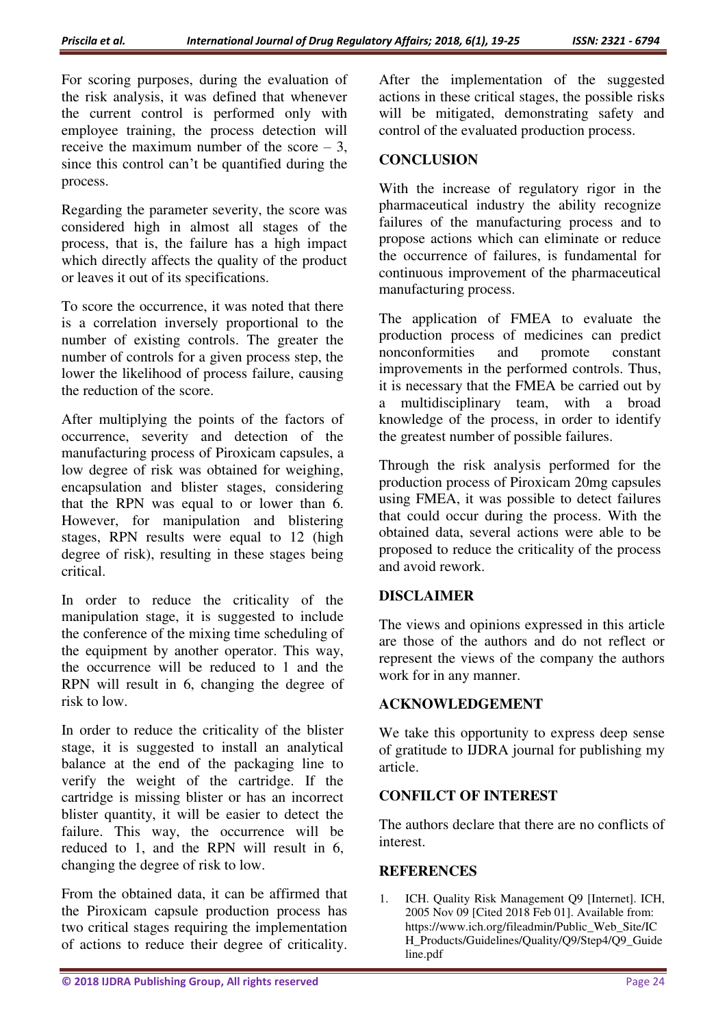For scoring purposes, during the evaluation of the risk analysis, it was defined that whenever the current control is performed only with employee training, the process detection will receive the maximum number of the score – 3, since this control can't be quantified during the process.

Regarding the parameter severity, the score was considered high in almost all stages of the process, that is, the failure has a high impact which directly affects the quality of the product or leaves it out of its specifications.

To score the occurrence, it was noted that there is a correlation inversely proportional to the number of existing controls. The greater the number of controls for a given process step, the lower the likelihood of process failure, causing the reduction of the score.

After multiplying the points of the factors of occurrence, severity and detection of the manufacturing process of Piroxicam capsules, a low degree of risk was obtained for weighing, encapsulation and blister stages, considering that the RPN was equal to or lower than 6. However, for manipulation and blistering stages, RPN results were equal to 12 (high degree of risk), resulting in these stages being critical.

In order to reduce the criticality of the manipulation stage, it is suggested to include the conference of the mixing time scheduling of the equipment by another operator. This way, the occurrence will be reduced to 1 and the RPN will result in 6, changing the degree of risk to low.

In order to reduce the criticality of the blister stage, it is suggested to install an analytical balance at the end of the packaging line to verify the weight of the cartridge. If the cartridge is missing blister or has an incorrect blister quantity, it will be easier to detect the failure. This way, the occurrence will be reduced to 1, and the RPN will result in 6, changing the degree of risk to low.

From the obtained data, it can be affirmed that the Piroxicam capsule production process has two critical stages requiring the implementation of actions to reduce their degree of criticality. After the implementation of the suggested actions in these critical stages, the possible risks will be mitigated, demonstrating safety and control of the evaluated production process.

## CONCLUSION

With the increase of regulatory rigor in the pharmaceutical industry the ability recognize failures of the manufacturing process and to propose actions which can eliminate or reduce the occurrence of failures, is fundamental for continuous improvement of the pharmaceutical manufacturing process.

The application of FMEA to evaluate the production process of medicines can predict nonconformities and promote constant improvements in the performed controls. Thus, it is necessary that the FMEA be carried out by a multidisciplinary team, with a broad knowledge of the process, in order to identify the greatest number of possible failures.

Through the risk analysis performed for the production process of Piroxicam 20mg capsules using FMEA, it was possible to detect failures that could occur during the process. With the obtained data, several actions were able to be proposed to reduce the criticality of the process and avoid rework.

## DISCLAIMER

The views and opinions expressed in this article are those of the authors and do not reflect or represent the views of the company the authors work for in any manner.

## ACKNOWLEDGEMENT

We take this opportunity to express deep sense of gratitude to IJDRA journal for publishing my article.

## CONFILCT OF INTEREST

The authors declare that there are no conflicts of interest.

## REFERENCES

1. ICH. Quality Risk Management Q9 [Internet]. ICH, 2005 Nov 09 [Cited 2018 Feb 01]. Available from: https://www.ich.org/fileadmin/Public_Web_Site/ICH_Products/Guidelines/Quality/Q9/Step4/Q9_Guideline.pdf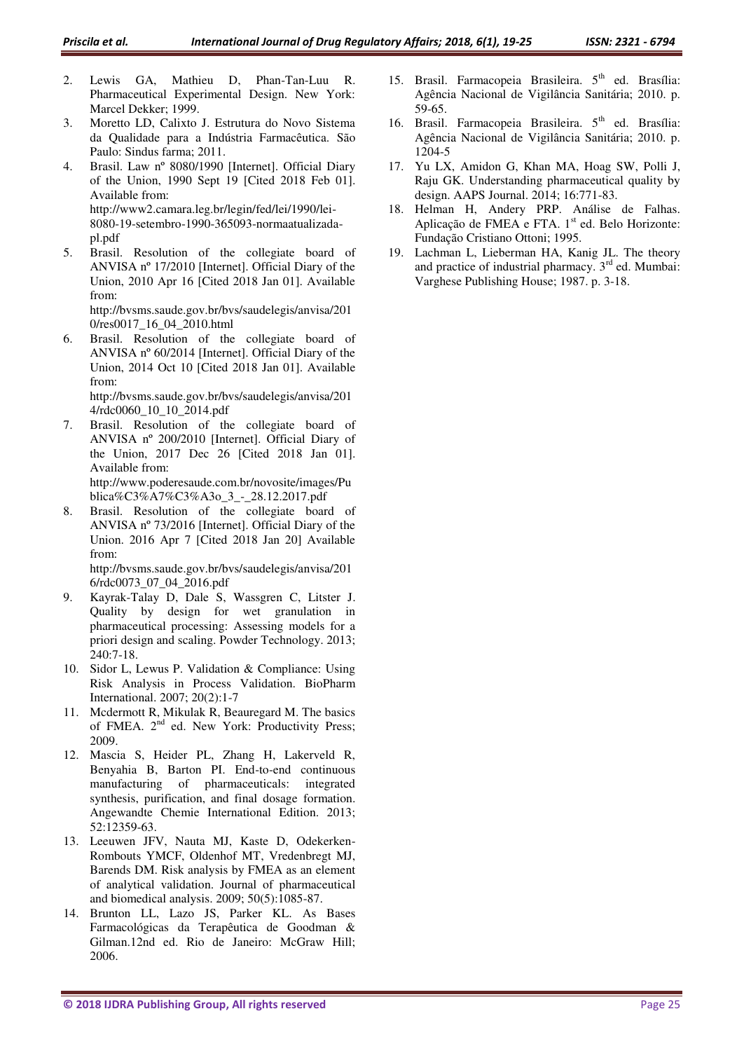2. Lewis GA, Mathieu D, Phan-Tan-Luu R. Pharmaceutical Experimental Design. New York: Marcel Dekker; 1999.
3. Moretto LD, Calixto J. Estrutura do Novo Sistema da Qualidade para a Indústria Farmacêutica. São Paulo: Sindus farma; 2011.
4. Brasil. Law nº 8080/1990 [Internet]. Official Diary of the Union, 1990 Sept 19 [Cited 2018 Feb 01]. Available from: http://www2.camara.leg.br/legin/fed/lei/1990/lei-8080-19-setembro-1990-365093-normaatualizada-pl.pdf
5. Brasil. Resolution of the collegiate board of ANVISA nº 17/2010 [Internet]. Official Diary of the Union, 2010 Apr 16 [Cited 2018 Jan 01]. Available from: http://bvsms.saude.gov.br/bvs/saudelegis/anvisa/2010/res0017_16_04_2010.html
6. Brasil. Resolution of the collegiate board of ANVISA nº 60/2014 [Internet]. Official Diary of the Union, 2014 Oct 10 [Cited 2018 Jan 01]. Available from: http://bvsms.saude.gov.br/bvs/saudelegis/anvisa/2014/rdc0060_10_10_2014.pdf
7. Brasil. Resolution of the collegiate board of ANVISA nº 200/2010 [Internet]. Official Diary of the Union, 2017 Dec 26 [Cited 2018 Jan 01]. Available from: http://www.poderesaude.com.br/novosite/images/Publica%C3%A7%C3%A3o_3_-_28.12.2017.pdf
8. Brasil. Resolution of the collegiate board of ANVISA nº 73/2016 [Internet]. Official Diary of the Union. 2016 Apr 7 [Cited 2018 Jan 20] Available from: http://bvsms.saude.gov.br/bvs/saudelegis/anvisa/2016/rdc0073_07_04_2016.pdf
9. Kayrak-Talay D, Dale S, Wassgren C, Litster J. Quality by design for wet granulation in pharmaceutical processing: Assessing models for a priori design and scaling. Powder Technology. 2013; 240:7-18.
10. Sidor L, Lewus P. Validation & Compliance: Using Risk Analysis in Process Validation. BioPharm International. 2007; 20(2):1-7
11. Mcdermott R, Mikulak R, Beauregard M. The basics of FMEA. 2nd ed. New York: Productivity Press; 2009.
12. Mascia S, Heider PL, Zhang H, Lakerveld R, Benyahia B, Barton PI. End-to-end continuous manufacturing of pharmaceuticals: integrated synthesis, purification, and final dosage formation. Angewandte Chemie International Edition. 2013; 52:12359-63.
13. Leeuwen JFV, Nauta MJ, Kaste D, Odekerken-Rombouts YMCF, Oldenhof MT, Vredenbregt MJ, Barends DM. Risk analysis by FMEA as an element of analytical validation. Journal of pharmaceutical and biomedical analysis. 2009; 50(5):1085-87.
14. Brunton LL, Lazo JS, Parker KL. As Bases Farmacológicas da Terapêutica de Goodman & Gilman.12nd ed. Rio de Janeiro: McGraw Hill; 2006.
15. Brasil. Farmacopeia Brasileira. 5th ed. Brasília: Agência Nacional de Vigilância Sanitária; 2010. p. 59-65.
16. Brasil. Farmacopeia Brasileira. 5th ed. Brasília: Agência Nacional de Vigilância Sanitária; 2010. p. 1204-5
17. Yu LX, Amidon G, Khan MA, Hoag SW, Polli J, Raju GK. Understanding pharmaceutical quality by design. AAPS Journal. 2014; 16:771-83.
18. Helman H, Andery PRP. Análise de Falhas. Aplicação de FMEA e FTA. 1st ed. Belo Horizonte: Fundação Cristiano Ottoni; 1995.
19. Lachman L, Lieberman HA, Kanig JL. The theory and practice of industrial pharmacy. 3rd ed. Mumbai: Varghese Publishing House; 1987. p. 3-18.